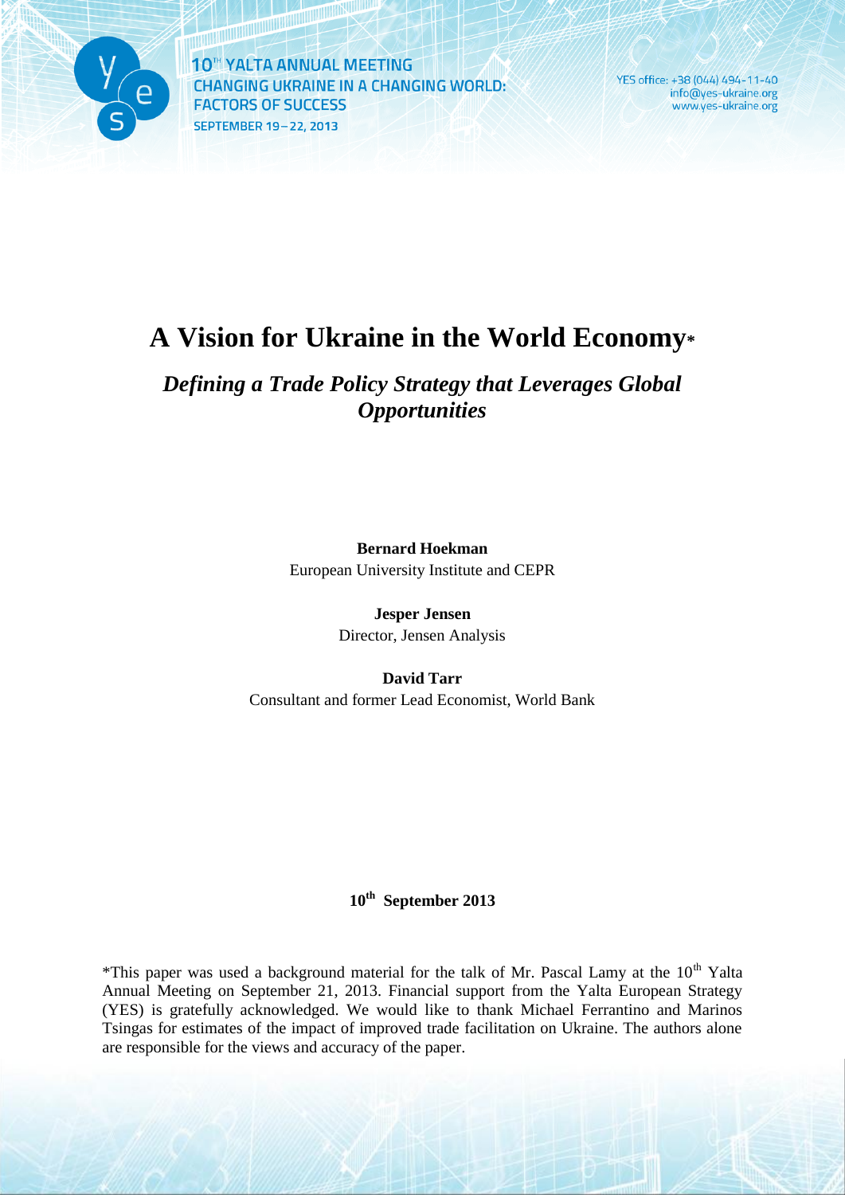10TH YALTA ANNUAL MEETING
CHANGING UKRAINE IN A CHANGING WORLD: FACTORS OF SUCCESS
SEPTEMBER 19–22, 2013

YES office: +38 (044) 494-11-40
info@yes-ukraine.org
www.yes-ukraine.org

# A Vision for Ukraine in the World Economy*

## *Defining a Trade Policy Strategy that Leverages Global Opportunities*

**Bernard Hoekman**
European University Institute and CEPR

**Jesper Jensen**
Director, Jensen Analysis

**David Tarr**
Consultant and former Lead Economist, World Bank

**10th September 2013**

*This paper was used a background material for the talk of Mr. Pascal Lamy at the 10th Yalta Annual Meeting on September 21, 2013. Financial support from the Yalta European Strategy (YES) is gratefully acknowledged. We would like to thank Michael Ferrantino and Marinos Tsingas for estimates of the impact of improved trade facilitation on Ukraine. The authors alone are responsible for the views and accuracy of the paper.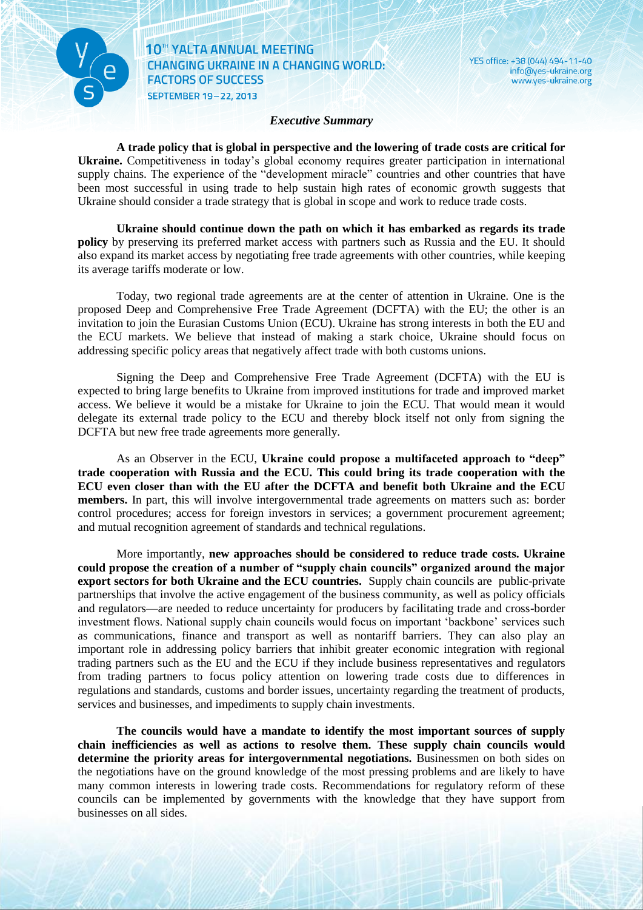*Executive Summary*

**A trade policy that is global in perspective and the lowering of trade costs are critical for Ukraine.** Competitiveness in today's global economy requires greater participation in international supply chains. The experience of the "development miracle" countries and other countries that have been most successful in using trade to help sustain high rates of economic growth suggests that Ukraine should consider a trade strategy that is global in scope and work to reduce trade costs.

**Ukraine should continue down the path on which it has embarked as regards its trade policy** by preserving its preferred market access with partners such as Russia and the EU. It should also expand its market access by negotiating free trade agreements with other countries, while keeping its average tariffs moderate or low.

Today, two regional trade agreements are at the center of attention in Ukraine. One is the proposed Deep and Comprehensive Free Trade Agreement (DCFTA) with the EU; the other is an invitation to join the Eurasian Customs Union (ECU). Ukraine has strong interests in both the EU and the ECU markets. We believe that instead of making a stark choice, Ukraine should focus on addressing specific policy areas that negatively affect trade with both customs unions.

Signing the Deep and Comprehensive Free Trade Agreement (DCFTA) with the EU is expected to bring large benefits to Ukraine from improved institutions for trade and improved market access. We believe it would be a mistake for Ukraine to join the ECU. That would mean it would delegate its external trade policy to the ECU and thereby block itself not only from signing the DCFTA but new free trade agreements more generally.

As an Observer in the ECU, **Ukraine could propose a multifaceted approach to "deep" trade cooperation with Russia and the ECU. This could bring its trade cooperation with the ECU even closer than with the EU after the DCFTA and benefit both Ukraine and the ECU members.** In part, this will involve intergovernmental trade agreements on matters such as: border control procedures; access for foreign investors in services; a government procurement agreement; and mutual recognition agreement of standards and technical regulations.

More importantly, **new approaches should be considered to reduce trade costs. Ukraine could propose the creation of a number of "supply chain councils" organized around the major export sectors for both Ukraine and the ECU countries.** Supply chain councils are public-private partnerships that involve the active engagement of the business community, as well as policy officials and regulators—are needed to reduce uncertainty for producers by facilitating trade and cross-border investment flows. National supply chain councils would focus on important 'backbone' services such as communications, finance and transport as well as nontariff barriers. They can also play an important role in addressing policy barriers that inhibit greater economic integration with regional trading partners such as the EU and the ECU if they include business representatives and regulators from trading partners to focus policy attention on lowering trade costs due to differences in regulations and standards, customs and border issues, uncertainty regarding the treatment of products, services and businesses, and impediments to supply chain investments.

**The councils would have a mandate to identify the most important sources of supply chain inefficiencies as well as actions to resolve them. These supply chain councils would determine the priority areas for intergovernmental negotiations.** Businessmen on both sides on the negotiations have on the ground knowledge of the most pressing problems and are likely to have many common interests in lowering trade costs. Recommendations for regulatory reform of these councils can be implemented by governments with the knowledge that they have support from businesses on all sides.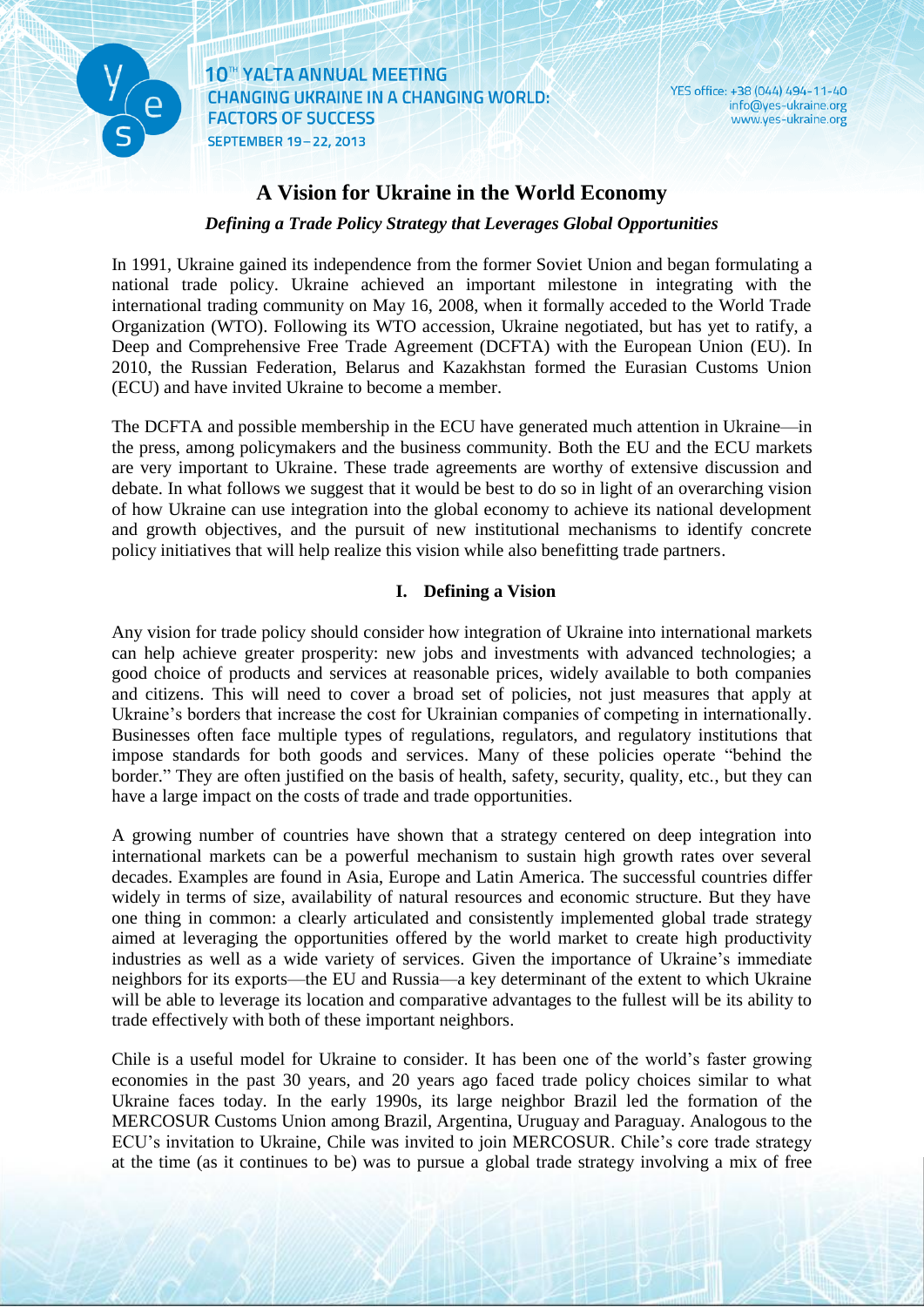# A Vision for Ukraine in the World Economy

***Defining a Trade Policy Strategy that Leverages Global Opportunities***

In 1991, Ukraine gained its independence from the former Soviet Union and began formulating a national trade policy. Ukraine achieved an important milestone in integrating with the international trading community on May 16, 2008, when it formally acceded to the World Trade Organization (WTO). Following its WTO accession, Ukraine negotiated, but has yet to ratify, a Deep and Comprehensive Free Trade Agreement (DCFTA) with the European Union (EU). In 2010, the Russian Federation, Belarus and Kazakhstan formed the Eurasian Customs Union (ECU) and have invited Ukraine to become a member.

The DCFTA and possible membership in the ECU have generated much attention in Ukraine—in the press, among policymakers and the business community. Both the EU and the ECU markets are very important to Ukraine. These trade agreements are worthy of extensive discussion and debate. In what follows we suggest that it would be best to do so in light of an overarching vision of how Ukraine can use integration into the global economy to achieve its national development and growth objectives, and the pursuit of new institutional mechanisms to identify concrete policy initiatives that will help realize this vision while also benefitting trade partners.

## I. Defining a Vision

Any vision for trade policy should consider how integration of Ukraine into international markets can help achieve greater prosperity: new jobs and investments with advanced technologies; a good choice of products and services at reasonable prices, widely available to both companies and citizens. This will need to cover a broad set of policies, not just measures that apply at Ukraine's borders that increase the cost for Ukrainian companies of competing in internationally. Businesses often face multiple types of regulations, regulators, and regulatory institutions that impose standards for both goods and services. Many of these policies operate "behind the border." They are often justified on the basis of health, safety, security, quality, etc., but they can have a large impact on the costs of trade and trade opportunities.

A growing number of countries have shown that a strategy centered on deep integration into international markets can be a powerful mechanism to sustain high growth rates over several decades. Examples are found in Asia, Europe and Latin America. The successful countries differ widely in terms of size, availability of natural resources and economic structure. But they have one thing in common: a clearly articulated and consistently implemented global trade strategy aimed at leveraging the opportunities offered by the world market to create high productivity industries as well as a wide variety of services. Given the importance of Ukraine's immediate neighbors for its exports—the EU and Russia—a key determinant of the extent to which Ukraine will be able to leverage its location and comparative advantages to the fullest will be its ability to trade effectively with both of these important neighbors.

Chile is a useful model for Ukraine to consider. It has been one of the world's faster growing economies in the past 30 years, and 20 years ago faced trade policy choices similar to what Ukraine faces today. In the early 1990s, its large neighbor Brazil led the formation of the MERCOSUR Customs Union among Brazil, Argentina, Uruguay and Paraguay. Analogous to the ECU's invitation to Ukraine, Chile was invited to join MERCOSUR. Chile's core trade strategy at the time (as it continues to be) was to pursue a global trade strategy involving a mix of free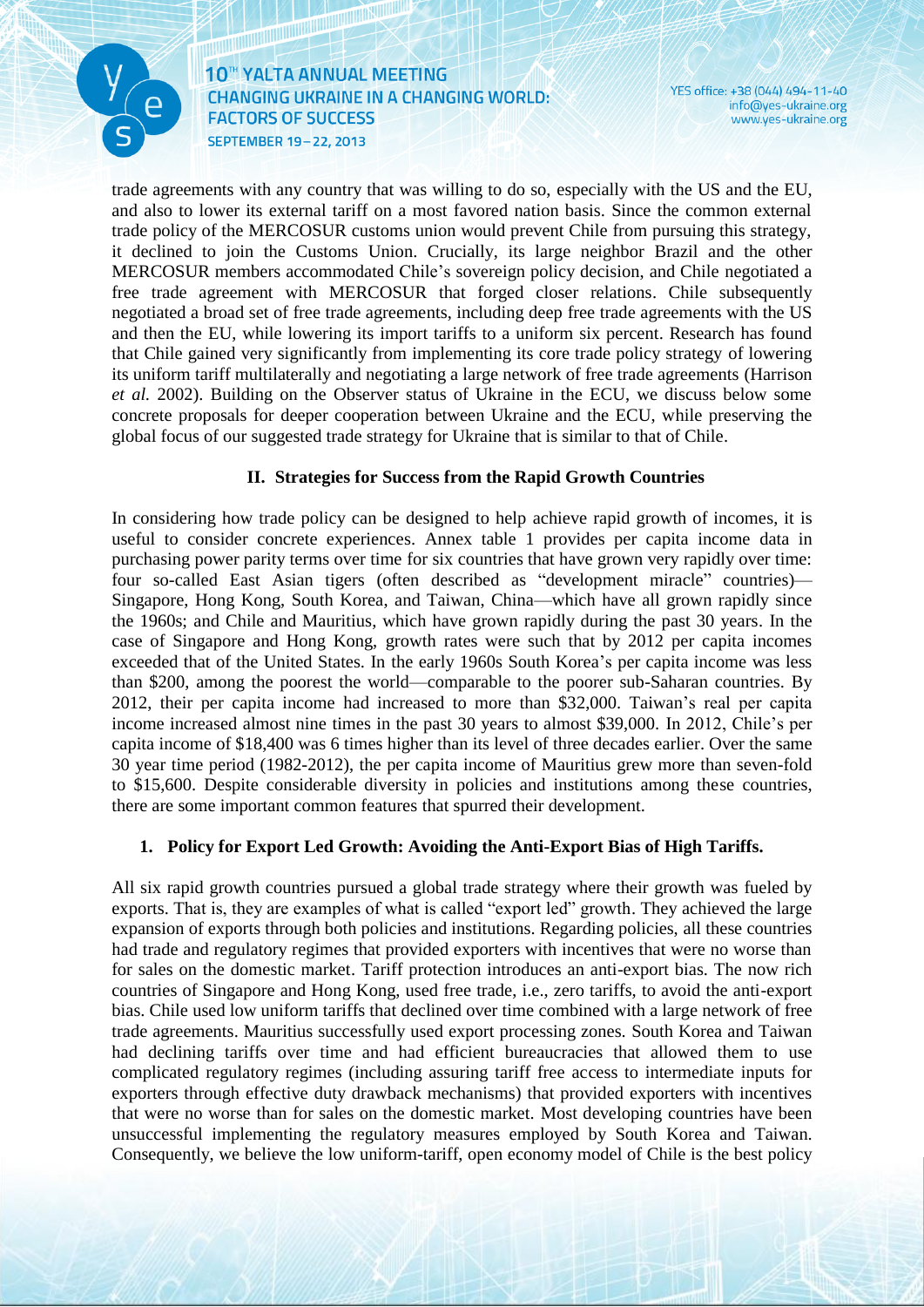trade agreements with any country that was willing to do so, especially with the US and the EU, and also to lower its external tariff on a most favored nation basis. Since the common external trade policy of the MERCOSUR customs union would prevent Chile from pursuing this strategy, it declined to join the Customs Union. Crucially, its large neighbor Brazil and the other MERCOSUR members accommodated Chile's sovereign policy decision, and Chile negotiated a free trade agreement with MERCOSUR that forged closer relations. Chile subsequently negotiated a broad set of free trade agreements, including deep free trade agreements with the US and then the EU, while lowering its import tariffs to a uniform six percent. Research has found that Chile gained very significantly from implementing its core trade policy strategy of lowering its uniform tariff multilaterally and negotiating a large network of free trade agreements (Harrison *et al.* 2002). Building on the Observer status of Ukraine in the ECU, we discuss below some concrete proposals for deeper cooperation between Ukraine and the ECU, while preserving the global focus of our suggested trade strategy for Ukraine that is similar to that of Chile.

## II. Strategies for Success from the Rapid Growth Countries

In considering how trade policy can be designed to help achieve rapid growth of incomes, it is useful to consider concrete experiences. Annex table 1 provides per capita income data in purchasing power parity terms over time for six countries that have grown very rapidly over time: four so-called East Asian tigers (often described as "development miracle" countries)—Singapore, Hong Kong, South Korea, and Taiwan, China—which have all grown rapidly since the 1960s; and Chile and Mauritius, which have grown rapidly during the past 30 years. In the case of Singapore and Hong Kong, growth rates were such that by 2012 per capita incomes exceeded that of the United States. In the early 1960s South Korea's per capita income was less than $200, among the poorest the world—comparable to the poorer sub-Saharan countries. By 2012, their per capita income had increased to more than $32,000. Taiwan's real per capita income increased almost nine times in the past 30 years to almost $39,000. In 2012, Chile's per capita income of $18,400 was 6 times higher than its level of three decades earlier. Over the same 30 year time period (1982-2012), the per capita income of Mauritius grew more than seven-fold to $15,600. Despite considerable diversity in policies and institutions among these countries, there are some important common features that spurred their development.

### 1. Policy for Export Led Growth: Avoiding the Anti-Export Bias of High Tariffs.

All six rapid growth countries pursued a global trade strategy where their growth was fueled by exports. That is, they are examples of what is called "export led" growth. They achieved the large expansion of exports through both policies and institutions. Regarding policies, all these countries had trade and regulatory regimes that provided exporters with incentives that were no worse than for sales on the domestic market. Tariff protection introduces an anti-export bias. The now rich countries of Singapore and Hong Kong, used free trade, i.e., zero tariffs, to avoid the anti-export bias. Chile used low uniform tariffs that declined over time combined with a large network of free trade agreements. Mauritius successfully used export processing zones. South Korea and Taiwan had declining tariffs over time and had efficient bureaucracies that allowed them to use complicated regulatory regimes (including assuring tariff free access to intermediate inputs for exporters through effective duty drawback mechanisms) that provided exporters with incentives that were no worse than for sales on the domestic market. Most developing countries have been unsuccessful implementing the regulatory measures employed by South Korea and Taiwan. Consequently, we believe the low uniform-tariff, open economy model of Chile is the best policy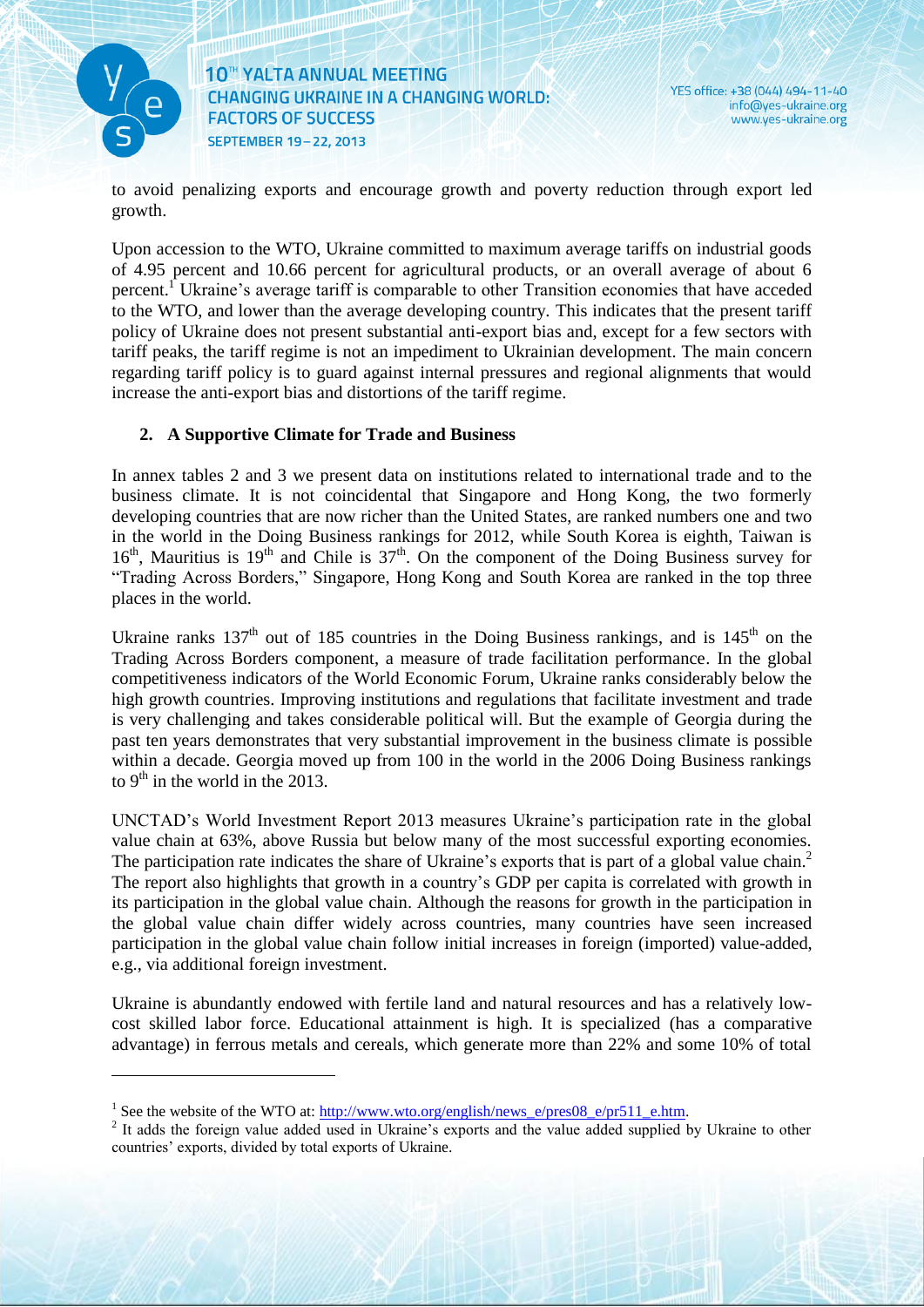to avoid penalizing exports and encourage growth and poverty reduction through export led growth.

Upon accession to the WTO, Ukraine committed to maximum average tariffs on industrial goods of 4.95 percent and 10.66 percent for agricultural products, or an overall average of about 6 percent.[1] Ukraine's average tariff is comparable to other Transition economies that have acceded to the WTO, and lower than the average developing country. This indicates that the present tariff policy of Ukraine does not present substantial anti-export bias and, except for a few sectors with tariff peaks, the tariff regime is not an impediment to Ukrainian development. The main concern regarding tariff policy is to guard against internal pressures and regional alignments that would increase the anti-export bias and distortions of the tariff regime.

## 2. A Supportive Climate for Trade and Business

In annex tables 2 and 3 we present data on institutions related to international trade and to the business climate. It is not coincidental that Singapore and Hong Kong, the two formerly developing countries that are now richer than the United States, are ranked numbers one and two in the world in the Doing Business rankings for 2012, while South Korea is eighth, Taiwan is 16th, Mauritius is 19th and Chile is 37th. On the component of the Doing Business survey for "Trading Across Borders," Singapore, Hong Kong and South Korea are ranked in the top three places in the world.

Ukraine ranks 137th out of 185 countries in the Doing Business rankings, and is 145th on the Trading Across Borders component, a measure of trade facilitation performance. In the global competitiveness indicators of the World Economic Forum, Ukraine ranks considerably below the high growth countries. Improving institutions and regulations that facilitate investment and trade is very challenging and takes considerable political will. But the example of Georgia during the past ten years demonstrates that very substantial improvement in the business climate is possible within a decade. Georgia moved up from 100 in the world in the 2006 Doing Business rankings to 9th in the world in the 2013.

UNCTAD's World Investment Report 2013 measures Ukraine's participation rate in the global value chain at 63%, above Russia but below many of the most successful exporting economies. The participation rate indicates the share of Ukraine's exports that is part of a global value chain.[2] The report also highlights that growth in a country's GDP per capita is correlated with growth in its participation in the global value chain. Although the reasons for growth in the participation in the global value chain differ widely across countries, many countries have seen increased participation in the global value chain follow initial increases in foreign (imported) value-added, e.g., via additional foreign investment.

Ukraine is abundantly endowed with fertile land and natural resources and has a relatively low-cost skilled labor force. Educational attainment is high. It is specialized (has a comparative advantage) in ferrous metals and cereals, which generate more than 22% and some 10% of total

---

[1] See the website of the WTO at: http://www.wto.org/english/news_e/pres08_e/pr511_e.htm.

[2] It adds the foreign value added used in Ukraine's exports and the value added supplied by Ukraine to other countries' exports, divided by total exports of Ukraine.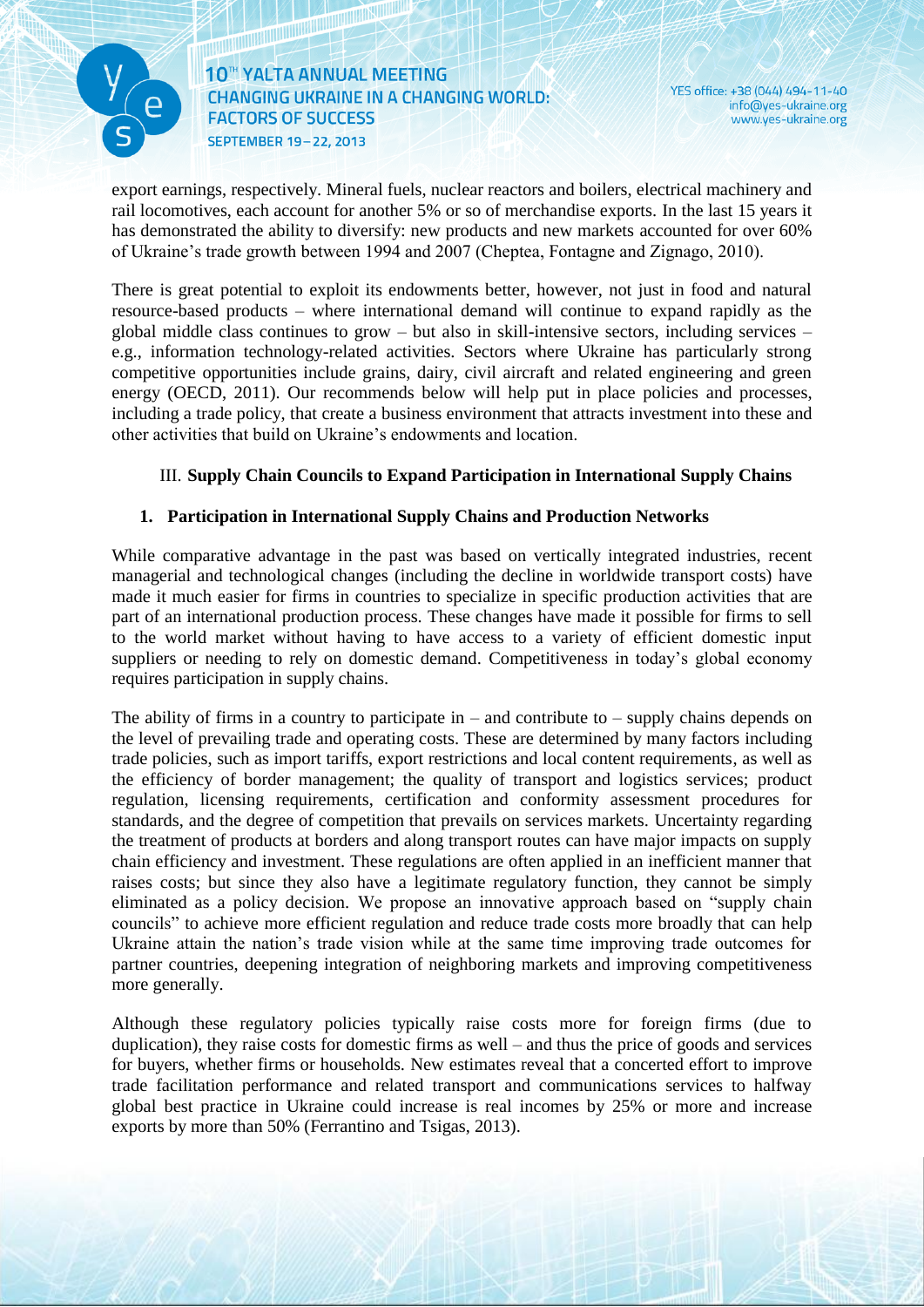export earnings, respectively. Mineral fuels, nuclear reactors and boilers, electrical machinery and rail locomotives, each account for another 5% or so of merchandise exports. In the last 15 years it has demonstrated the ability to diversify: new products and new markets accounted for over 60% of Ukraine's trade growth between 1994 and 2007 (Cheptea, Fontagne and Zignago, 2010).

There is great potential to exploit its endowments better, however, not just in food and natural resource-based products – where international demand will continue to expand rapidly as the global middle class continues to grow – but also in skill-intensive sectors, including services – e.g., information technology-related activities. Sectors where Ukraine has particularly strong competitive opportunities include grains, dairy, civil aircraft and related engineering and green energy (OECD, 2011). Our recommends below will help put in place policies and processes, including a trade policy, that create a business environment that attracts investment into these and other activities that build on Ukraine's endowments and location.

## III. **Supply Chain Councils to Expand Participation in International Supply Chains**

### 1. **Participation in International Supply Chains and Production Networks**

While comparative advantage in the past was based on vertically integrated industries, recent managerial and technological changes (including the decline in worldwide transport costs) have made it much easier for firms in countries to specialize in specific production activities that are part of an international production process. These changes have made it possible for firms to sell to the world market without having to have access to a variety of efficient domestic input suppliers or needing to rely on domestic demand. Competitiveness in today's global economy requires participation in supply chains.

The ability of firms in a country to participate in – and contribute to – supply chains depends on the level of prevailing trade and operating costs. These are determined by many factors including trade policies, such as import tariffs, export restrictions and local content requirements, as well as the efficiency of border management; the quality of transport and logistics services; product regulation, licensing requirements, certification and conformity assessment procedures for standards, and the degree of competition that prevails on services markets. Uncertainty regarding the treatment of products at borders and along transport routes can have major impacts on supply chain efficiency and investment. These regulations are often applied in an inefficient manner that raises costs; but since they also have a legitimate regulatory function, they cannot be simply eliminated as a policy decision. We propose an innovative approach based on "supply chain councils" to achieve more efficient regulation and reduce trade costs more broadly that can help Ukraine attain the nation's trade vision while at the same time improving trade outcomes for partner countries, deepening integration of neighboring markets and improving competitiveness more generally.

Although these regulatory policies typically raise costs more for foreign firms (due to duplication), they raise costs for domestic firms as well – and thus the price of goods and services for buyers, whether firms or households. New estimates reveal that a concerted effort to improve trade facilitation performance and related transport and communications services to halfway global best practice in Ukraine could increase is real incomes by 25% or more and increase exports by more than 50% (Ferrantino and Tsigas, 2013).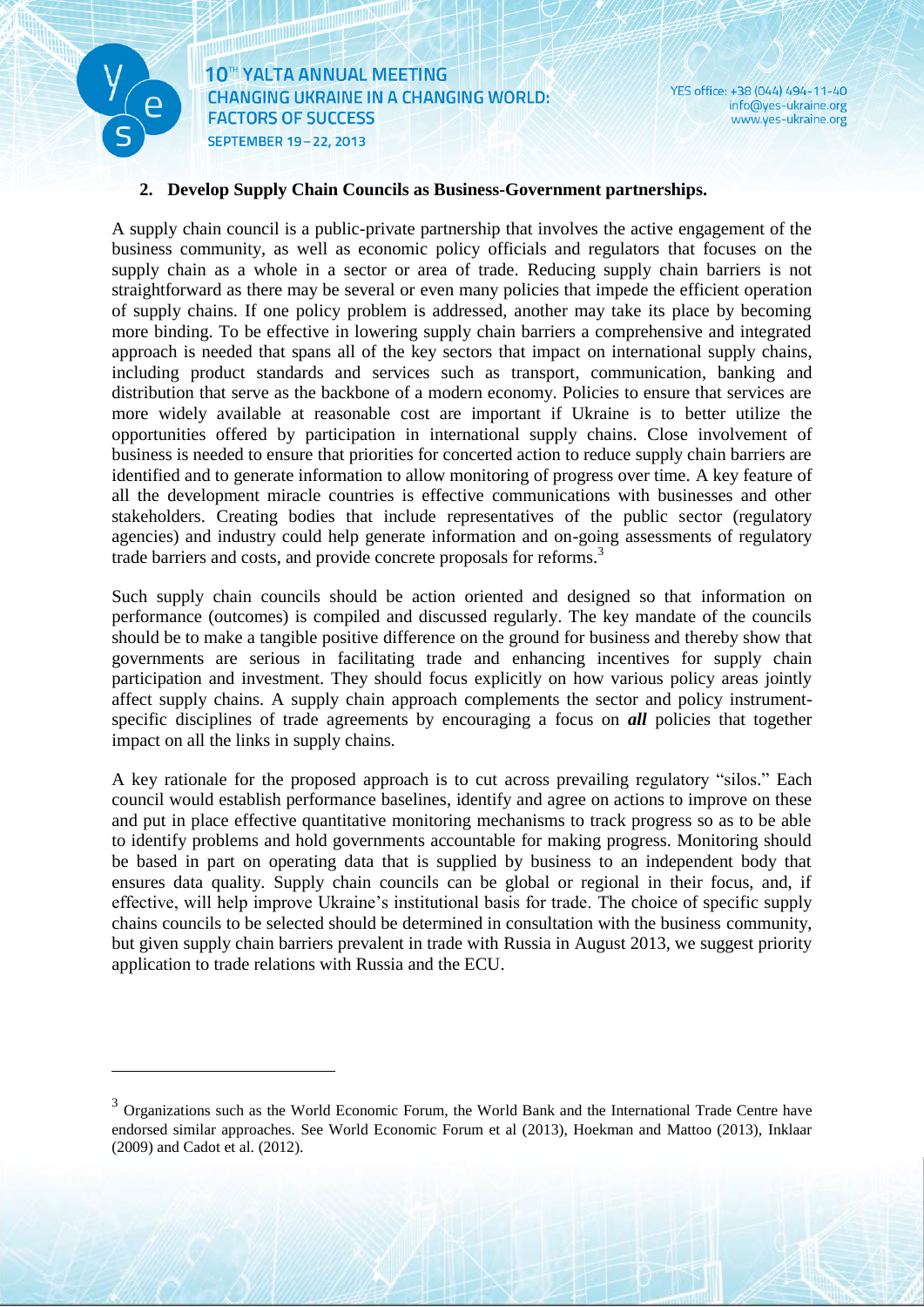2. **Develop Supply Chain Councils as Business-Government partnerships.**

A supply chain council is a public-private partnership that involves the active engagement of the business community, as well as economic policy officials and regulators that focuses on the supply chain as a whole in a sector or area of trade. Reducing supply chain barriers is not straightforward as there may be several or even many policies that impede the efficient operation of supply chains. If one policy problem is addressed, another may take its place by becoming more binding. To be effective in lowering supply chain barriers a comprehensive and integrated approach is needed that spans all of the key sectors that impact on international supply chains, including product standards and services such as transport, communication, banking and distribution that serve as the backbone of a modern economy. Policies to ensure that services are more widely available at reasonable cost are important if Ukraine is to better utilize the opportunities offered by participation in international supply chains. Close involvement of business is needed to ensure that priorities for concerted action to reduce supply chain barriers are identified and to generate information to allow monitoring of progress over time. A key feature of all the development miracle countries is effective communications with businesses and other stakeholders. Creating bodies that include representatives of the public sector (regulatory agencies) and industry could help generate information and on-going assessments of regulatory trade barriers and costs, and provide concrete proposals for reforms.[3]

Such supply chain councils should be action oriented and designed so that information on performance (outcomes) is compiled and discussed regularly. The key mandate of the councils should be to make a tangible positive difference on the ground for business and thereby show that governments are serious in facilitating trade and enhancing incentives for supply chain participation and investment. They should focus explicitly on how various policy areas jointly affect supply chains. A supply chain approach complements the sector and policy instrument-specific disciplines of trade agreements by encouraging a focus on ***all*** policies that together impact on all the links in supply chains.

A key rationale for the proposed approach is to cut across prevailing regulatory "silos." Each council would establish performance baselines, identify and agree on actions to improve on these and put in place effective quantitative monitoring mechanisms to track progress so as to be able to identify problems and hold governments accountable for making progress. Monitoring should be based in part on operating data that is supplied by business to an independent body that ensures data quality. Supply chain councils can be global or regional in their focus, and, if effective, will help improve Ukraine's institutional basis for trade. The choice of specific supply chains councils to be selected should be determined in consultation with the business community, but given supply chain barriers prevalent in trade with Russia in August 2013, we suggest priority application to trade relations with Russia and the ECU.

---

[3] Organizations such as the World Economic Forum, the World Bank and the International Trade Centre have endorsed similar approaches. See World Economic Forum et al (2013), Hoekman and Mattoo (2013), Inklaar (2009) and Cadot et al. (2012).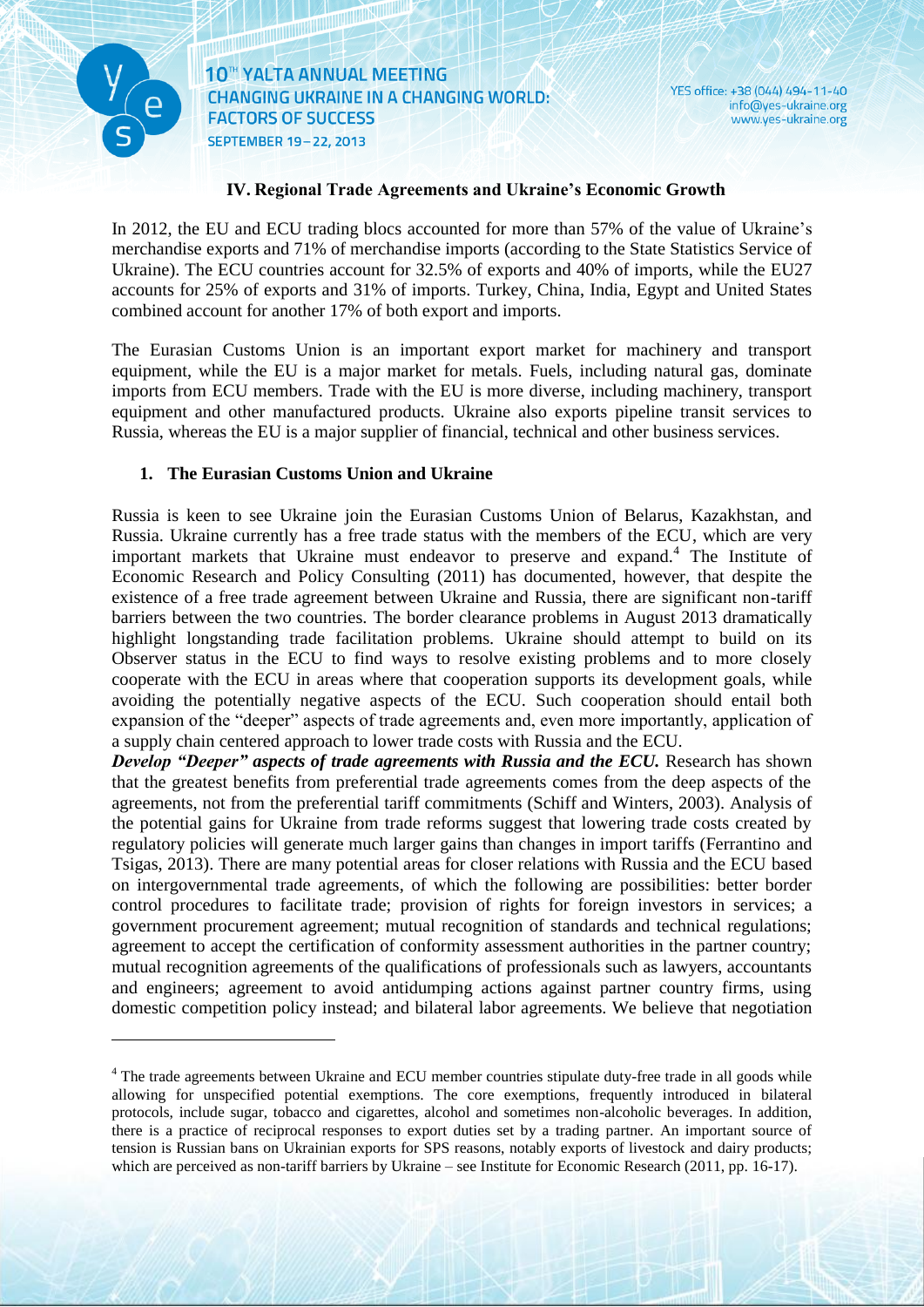## IV. Regional Trade Agreements and Ukraine's Economic Growth

In 2012, the EU and ECU trading blocs accounted for more than 57% of the value of Ukraine's merchandise exports and 71% of merchandise imports (according to the State Statistics Service of Ukraine). The ECU countries account for 32.5% of exports and 40% of imports, while the EU27 accounts for 25% of exports and 31% of imports. Turkey, China, India, Egypt and United States combined account for another 17% of both export and imports.

The Eurasian Customs Union is an important export market for machinery and transport equipment, while the EU is a major market for metals. Fuels, including natural gas, dominate imports from ECU members. Trade with the EU is more diverse, including machinery, transport equipment and other manufactured products. Ukraine also exports pipeline transit services to Russia, whereas the EU is a major supplier of financial, technical and other business services.

### 1. The Eurasian Customs Union and Ukraine

Russia is keen to see Ukraine join the Eurasian Customs Union of Belarus, Kazakhstan, and Russia. Ukraine currently has a free trade status with the members of the ECU, which are very important markets that Ukraine must endeavor to preserve and expand.[4] The Institute of Economic Research and Policy Consulting (2011) has documented, however, that despite the existence of a free trade agreement between Ukraine and Russia, there are significant non-tariff barriers between the two countries. The border clearance problems in August 2013 dramatically highlight longstanding trade facilitation problems. Ukraine should attempt to build on its Observer status in the ECU to find ways to resolve existing problems and to more closely cooperate with the ECU in areas where that cooperation supports its development goals, while avoiding the potentially negative aspects of the ECU. Such cooperation should entail both expansion of the "deeper" aspects of trade agreements and, even more importantly, application of a supply chain centered approach to lower trade costs with Russia and the ECU.

***Develop "Deeper" aspects of trade agreements with Russia and the ECU.*** Research has shown that the greatest benefits from preferential trade agreements comes from the deep aspects of the agreements, not from the preferential tariff commitments (Schiff and Winters, 2003). Analysis of the potential gains for Ukraine from trade reforms suggest that lowering trade costs created by regulatory policies will generate much larger gains than changes in import tariffs (Ferrantino and Tsigas, 2013). There are many potential areas for closer relations with Russia and the ECU based on intergovernmental trade agreements, of which the following are possibilities: better border control procedures to facilitate trade; provision of rights for foreign investors in services; a government procurement agreement; mutual recognition of standards and technical regulations; agreement to accept the certification of conformity assessment authorities in the partner country; mutual recognition agreements of the qualifications of professionals such as lawyers, accountants and engineers; agreement to avoid antidumping actions against partner country firms, using domestic competition policy instead; and bilateral labor agreements. We believe that negotiation

---

[4] The trade agreements between Ukraine and ECU member countries stipulate duty-free trade in all goods while allowing for unspecified potential exemptions. The core exemptions, frequently introduced in bilateral protocols, include sugar, tobacco and cigarettes, alcohol and sometimes non-alcoholic beverages. In addition, there is a practice of reciprocal responses to export duties set by a trading partner. An important source of tension is Russian bans on Ukrainian exports for SPS reasons, notably exports of livestock and dairy products; which are perceived as non-tariff barriers by Ukraine – see Institute for Economic Research (2011, pp. 16-17).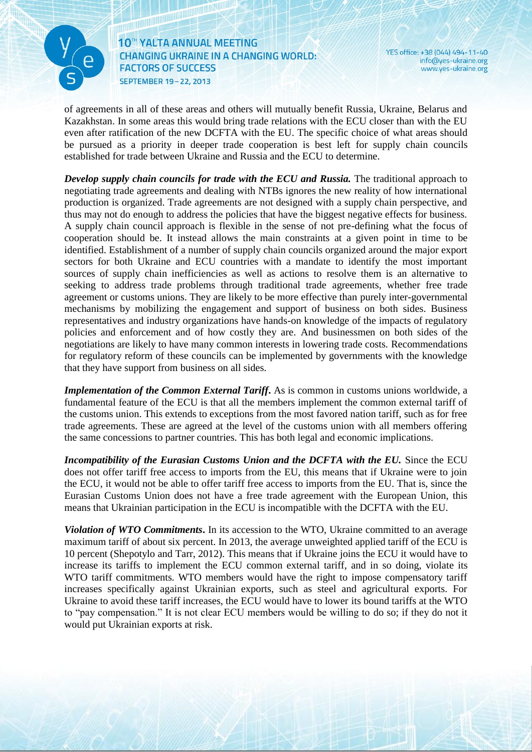of agreements in all of these areas and others will mutually benefit Russia, Ukraine, Belarus and Kazakhstan. In some areas this would bring trade relations with the ECU closer than with the EU even after ratification of the new DCFTA with the EU. The specific choice of what areas should be pursued as a priority in deeper trade cooperation is best left for supply chain councils established for trade between Ukraine and Russia and the ECU to determine.

***Develop supply chain councils for trade with the ECU and Russia.*** The traditional approach to negotiating trade agreements and dealing with NTBs ignores the new reality of how international production is organized. Trade agreements are not designed with a supply chain perspective, and thus may not do enough to address the policies that have the biggest negative effects for business. A supply chain council approach is flexible in the sense of not pre-defining what the focus of cooperation should be. It instead allows the main constraints at a given point in time to be identified. Establishment of a number of supply chain councils organized around the major export sectors for both Ukraine and ECU countries with a mandate to identify the most important sources of supply chain inefficiencies as well as actions to resolve them is an alternative to seeking to address trade problems through traditional trade agreements, whether free trade agreement or customs unions. They are likely to be more effective than purely inter-governmental mechanisms by mobilizing the engagement and support of business on both sides. Business representatives and industry organizations have hands-on knowledge of the impacts of regulatory policies and enforcement and of how costly they are. And businessmen on both sides of the negotiations are likely to have many common interests in lowering trade costs. Recommendations for regulatory reform of these councils can be implemented by governments with the knowledge that they have support from business on all sides.

***Implementation of the Common External Tariff*.** As is common in customs unions worldwide, a fundamental feature of the ECU is that all the members implement the common external tariff of the customs union. This extends to exceptions from the most favored nation tariff, such as for free trade agreements. These are agreed at the level of the customs union with all members offering the same concessions to partner countries. This has both legal and economic implications.

***Incompatibility of the Eurasian Customs Union and the DCFTA with the EU.*** Since the ECU does not offer tariff free access to imports from the EU, this means that if Ukraine were to join the ECU, it would not be able to offer tariff free access to imports from the EU. That is, since the Eurasian Customs Union does not have a free trade agreement with the European Union, this means that Ukrainian participation in the ECU is incompatible with the DCFTA with the EU.

***Violation of WTO Commitments*.** In its accession to the WTO, Ukraine committed to an average maximum tariff of about six percent. In 2013, the average unweighted applied tariff of the ECU is 10 percent (Shepotylo and Tarr, 2012). This means that if Ukraine joins the ECU it would have to increase its tariffs to implement the ECU common external tariff, and in so doing, violate its WTO tariff commitments. WTO members would have the right to impose compensatory tariff increases specifically against Ukrainian exports, such as steel and agricultural exports. For Ukraine to avoid these tariff increases, the ECU would have to lower its bound tariffs at the WTO to "pay compensation." It is not clear ECU members would be willing to do so; if they do not it would put Ukrainian exports at risk.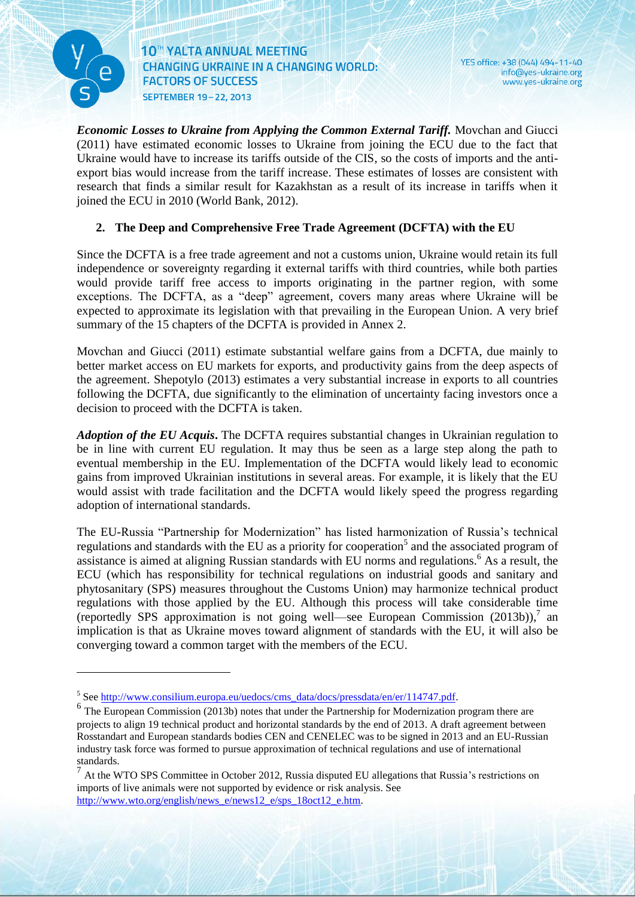***Economic Losses to Ukraine from Applying the Common External Tariff.*** Movchan and Giucci (2011) have estimated economic losses to Ukraine from joining the ECU due to the fact that Ukraine would have to increase its tariffs outside of the CIS, so the costs of imports and the anti-export bias would increase from the tariff increase. These estimates of losses are consistent with research that finds a similar result for Kazakhstan as a result of its increase in tariffs when it joined the ECU in 2010 (World Bank, 2012).

## 2. The Deep and Comprehensive Free Trade Agreement (DCFTA) with the EU

Since the DCFTA is a free trade agreement and not a customs union, Ukraine would retain its full independence or sovereignty regarding it external tariffs with third countries, while both parties would provide tariff free access to imports originating in the partner region, with some exceptions. The DCFTA, as a "deep" agreement, covers many areas where Ukraine will be expected to approximate its legislation with that prevailing in the European Union. A very brief summary of the 15 chapters of the DCFTA is provided in Annex 2.

Movchan and Giucci (2011) estimate substantial welfare gains from a DCFTA, due mainly to better market access on EU markets for exports, and productivity gains from the deep aspects of the agreement. Shepotylo (2013) estimates a very substantial increase in exports to all countries following the DCFTA, due significantly to the elimination of uncertainty facing investors once a decision to proceed with the DCFTA is taken.

***Adoption of the EU Acquis***. The DCFTA requires substantial changes in Ukrainian regulation to be in line with current EU regulation. It may thus be seen as a large step along the path to eventual membership in the EU. Implementation of the DCFTA would likely lead to economic gains from improved Ukrainian institutions in several areas. For example, it is likely that the EU would assist with trade facilitation and the DCFTA would likely speed the progress regarding adoption of international standards.

The EU-Russia "Partnership for Modernization" has listed harmonization of Russia's technical regulations and standards with the EU as a priority for cooperation[5] and the associated program of assistance is aimed at aligning Russian standards with EU norms and regulations.[6] As a result, the ECU (which has responsibility for technical regulations on industrial goods and sanitary and phytosanitary (SPS) measures throughout the Customs Union) may harmonize technical product regulations with those applied by the EU. Although this process will take considerable time (reportedly SPS approximation is not going well—see European Commission (2013b)),[7] an implication is that as Ukraine moves toward alignment of standards with the EU, it will also be converging toward a common target with the members of the ECU.

---

[5] See http://www.consilium.europa.eu/uedocs/cms_data/docs/pressdata/en/er/114747.pdf.

[6] The European Commission (2013b) notes that under the Partnership for Modernization program there are projects to align 19 technical product and horizontal standards by the end of 2013. A draft agreement between Rosstandart and European standards bodies CEN and CENELEC was to be signed in 2013 and an EU-Russian industry task force was formed to pursue approximation of technical regulations and use of international standards.

[7] At the WTO SPS Committee in October 2012, Russia disputed EU allegations that Russia's restrictions on imports of live animals were not supported by evidence or risk analysis. See http://www.wto.org/english/news_e/news12_e/sps_18oct12_e.htm.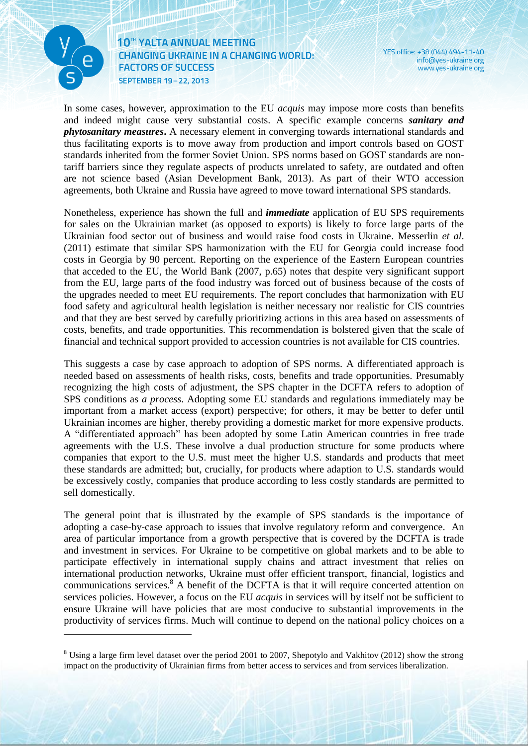In some cases, however, approximation to the EU *acquis* may impose more costs than benefits and indeed might cause very substantial costs. A specific example concerns ***sanitary and phytosanitary measures***. A necessary element in converging towards international standards and thus facilitating exports is to move away from production and import controls based on GOST standards inherited from the former Soviet Union. SPS norms based on GOST standards are non-tariff barriers since they regulate aspects of products unrelated to safety, are outdated and often are not science based (Asian Development Bank, 2013). As part of their WTO accession agreements, both Ukraine and Russia have agreed to move toward international SPS standards.

Nonetheless, experience has shown the full and ***immediate*** application of EU SPS requirements for sales on the Ukrainian market (as opposed to exports) is likely to force large parts of the Ukrainian food sector out of business and would raise food costs in Ukraine. Messerlin *et al*. (2011) estimate that similar SPS harmonization with the EU for Georgia could increase food costs in Georgia by 90 percent. Reporting on the experience of the Eastern European countries that acceded to the EU, the World Bank (2007, p.65) notes that despite very significant support from the EU, large parts of the food industry was forced out of business because of the costs of the upgrades needed to meet EU requirements. The report concludes that harmonization with EU food safety and agricultural health legislation is neither necessary nor realistic for CIS countries and that they are best served by carefully prioritizing actions in this area based on assessments of costs, benefits, and trade opportunities. This recommendation is bolstered given that the scale of financial and technical support provided to accession countries is not available for CIS countries.

This suggests a case by case approach to adoption of SPS norms. A differentiated approach is needed based on assessments of health risks, costs, benefits and trade opportunities. Presumably recognizing the high costs of adjustment, the SPS chapter in the DCFTA refers to adoption of SPS conditions as *a process*. Adopting some EU standards and regulations immediately may be important from a market access (export) perspective; for others, it may be better to defer until Ukrainian incomes are higher, thereby providing a domestic market for more expensive products. A "differentiated approach" has been adopted by some Latin American countries in free trade agreements with the U.S. These involve a dual production structure for some products where companies that export to the U.S. must meet the higher U.S. standards and products that meet these standards are admitted; but, crucially, for products where adaption to U.S. standards would be excessively costly, companies that produce according to less costly standards are permitted to sell domestically.

The general point that is illustrated by the example of SPS standards is the importance of adopting a case-by-case approach to issues that involve regulatory reform and convergence. An area of particular importance from a growth perspective that is covered by the DCFTA is trade and investment in services. For Ukraine to be competitive on global markets and to be able to participate effectively in international supply chains and attract investment that relies on international production networks, Ukraine must offer efficient transport, financial, logistics and communications services.[8] A benefit of the DCFTA is that it will require concerted attention on services policies. However, a focus on the EU *acquis* in services will by itself not be sufficient to ensure Ukraine will have policies that are most conducive to substantial improvements in the productivity of services firms. Much will continue to depend on the national policy choices on a

[8] Using a large firm level dataset over the period 2001 to 2007, Shepotylo and Vakhitov (2012) show the strong impact on the productivity of Ukrainian firms from better access to services and from services liberalization.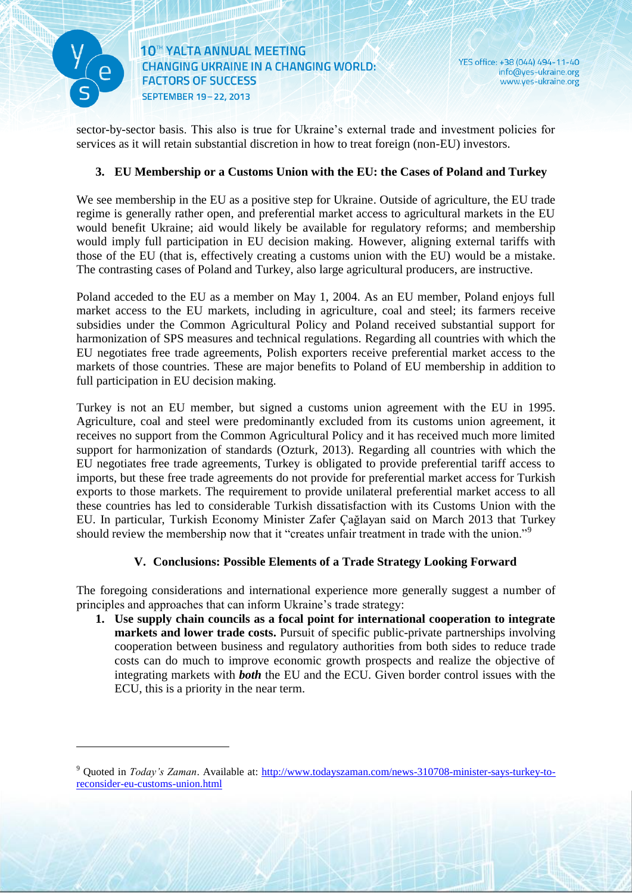sector-by-sector basis. This also is true for Ukraine's external trade and investment policies for services as it will retain substantial discretion in how to treat foreign (non-EU) investors.

### 3. EU Membership or a Customs Union with the EU: the Cases of Poland and Turkey

We see membership in the EU as a positive step for Ukraine. Outside of agriculture, the EU trade regime is generally rather open, and preferential market access to agricultural markets in the EU would benefit Ukraine; aid would likely be available for regulatory reforms; and membership would imply full participation in EU decision making. However, aligning external tariffs with those of the EU (that is, effectively creating a customs union with the EU) would be a mistake. The contrasting cases of Poland and Turkey, also large agricultural producers, are instructive.

Poland acceded to the EU as a member on May 1, 2004. As an EU member, Poland enjoys full market access to the EU markets, including in agriculture, coal and steel; its farmers receive subsidies under the Common Agricultural Policy and Poland received substantial support for harmonization of SPS measures and technical regulations. Regarding all countries with which the EU negotiates free trade agreements, Polish exporters receive preferential market access to the markets of those countries. These are major benefits to Poland of EU membership in addition to full participation in EU decision making.

Turkey is not an EU member, but signed a customs union agreement with the EU in 1995. Agriculture, coal and steel were predominantly excluded from its customs union agreement, it receives no support from the Common Agricultural Policy and it has received much more limited support for harmonization of standards (Ozturk, 2013). Regarding all countries with which the EU negotiates free trade agreements, Turkey is obligated to provide preferential tariff access to imports, but these free trade agreements do not provide for preferential market access for Turkish exports to those markets. The requirement to provide unilateral preferential market access to all these countries has led to considerable Turkish dissatisfaction with its Customs Union with the EU. In particular, Turkish Economy Minister Zafer Çağlayan said on March 2013 that Turkey should review the membership now that it "creates unfair treatment in trade with the union."[9]

## V. Conclusions: Possible Elements of a Trade Strategy Looking Forward

The foregoing considerations and international experience more generally suggest a number of principles and approaches that can inform Ukraine's trade strategy:

1. **Use supply chain councils as a focal point for international cooperation to integrate markets and lower trade costs.** Pursuit of specific public-private partnerships involving cooperation between business and regulatory authorities from both sides to reduce trade costs can do much to improve economic growth prospects and realize the objective of integrating markets with ***both*** the EU and the ECU. Given border control issues with the ECU, this is a priority in the near term.

---

[9] Quoted in *Today's Zaman*. Available at: http://www.todayszaman.com/news-310708-minister-says-turkey-to-reconsider-eu-customs-union.html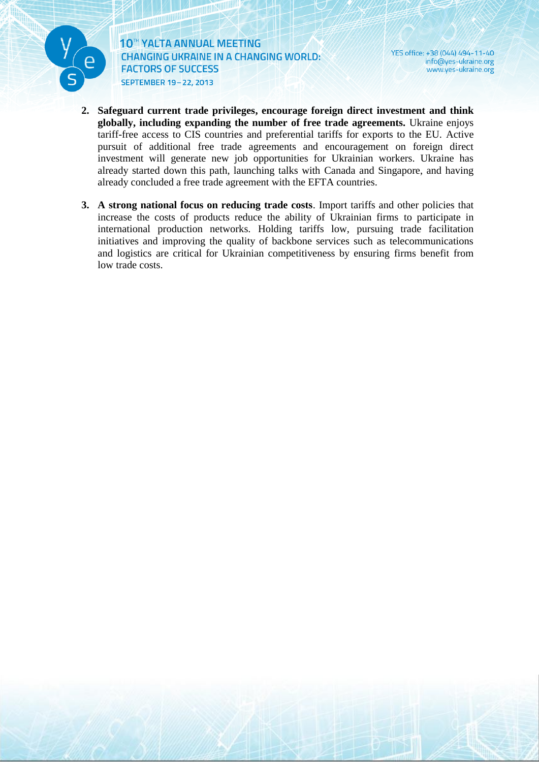2. **Safeguard current trade privileges, encourage foreign direct investment and think globally, including expanding the number of free trade agreements.** Ukraine enjoys tariff-free access to CIS countries and preferential tariffs for exports to the EU. Active pursuit of additional free trade agreements and encouragement on foreign direct investment will generate new job opportunities for Ukrainian workers. Ukraine has already started down this path, launching talks with Canada and Singapore, and having already concluded a free trade agreement with the EFTA countries.

3. **A strong national focus on reducing trade costs**. Import tariffs and other policies that increase the costs of products reduce the ability of Ukrainian firms to participate in international production networks. Holding tariffs low, pursuing trade facilitation initiatives and improving the quality of backbone services such as telecommunications and logistics are critical for Ukrainian competitiveness by ensuring firms benefit from low trade costs.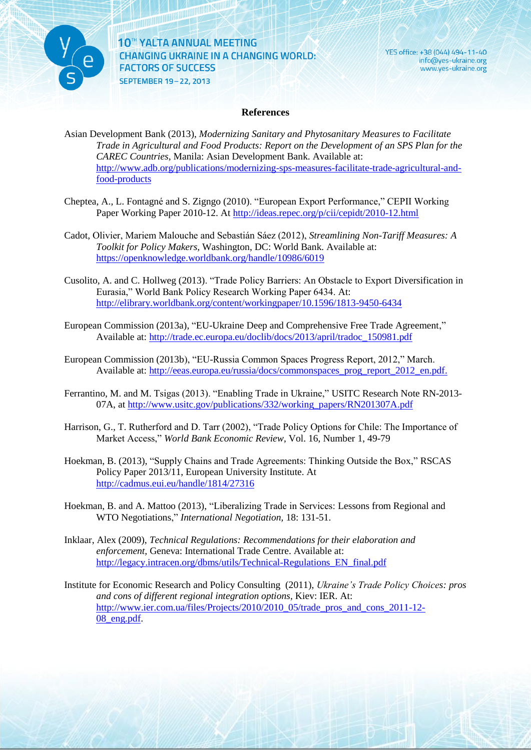## References

Asian Development Bank (2013), *Modernizing Sanitary and Phytosanitary Measures to Facilitate Trade in Agricultural and Food Products: Report on the Development of an SPS Plan for the CAREC Countries*, Manila: Asian Development Bank. Available at: http://www.adb.org/publications/modernizing-sps-measures-facilitate-trade-agricultural-and-food-products

Cheptea, A., L. Fontagné and S. Zigngo (2010). "European Export Performance," CEPII Working Paper Working Paper 2010-12. At http://ideas.repec.org/p/cii/cepidt/2010-12.html

Cadot, Olivier, Mariem Malouche and Sebastián Sáez (2012), *Streamlining Non-Tariff Measures: A Toolkit for Policy Makers,* Washington, DC: World Bank. Available at: https://openknowledge.worldbank.org/handle/10986/6019

Cusolito, A. and C. Hollweg (2013). "Trade Policy Barriers: An Obstacle to Export Diversification in Eurasia," World Bank Policy Research Working Paper 6434. At: http://elibrary.worldbank.org/content/workingpaper/10.1596/1813-9450-6434

European Commission (2013a), "EU-Ukraine Deep and Comprehensive Free Trade Agreement," Available at: http://trade.ec.europa.eu/doclib/docs/2013/april/tradoc_150981.pdf

European Commission (2013b), "EU-Russia Common Spaces Progress Report, 2012," March. Available at: http://eeas.europa.eu/russia/docs/commonspaces_prog_report_2012_en.pdf.

Ferrantino, M. and M. Tsigas (2013). "Enabling Trade in Ukraine," USITC Research Note RN-2013-07A, at http://www.usitc.gov/publications/332/working_papers/RN201307A.pdf

Harrison, G., T. Rutherford and D. Tarr (2002), "Trade Policy Options for Chile: The Importance of Market Access," *World Bank Economic Review*, Vol. 16, Number 1, 49-79

Hoekman, B. (2013), "Supply Chains and Trade Agreements: Thinking Outside the Box," RSCAS Policy Paper 2013/11, European University Institute. At http://cadmus.eui.eu/handle/1814/27316

Hoekman, B. and A. Mattoo (2013), "Liberalizing Trade in Services: Lessons from Regional and WTO Negotiations," *International Negotiation,* 18: 131-51.

Inklaar, Alex (2009), *Technical Regulations: Recommendations for their elaboration and enforcement,* Geneva: International Trade Centre. Available at: http://legacy.intracen.org/dbms/utils/Technical-Regulations_EN_final.pdf

Institute for Economic Research and Policy Consulting (2011), *Ukraine's Trade Policy Choices: pros and cons of different regional integration options,* Kiev: IER. At: http://www.ier.com.ua/files/Projects/2010/2010_05/trade_pros_and_cons_2011-12-08_eng.pdf.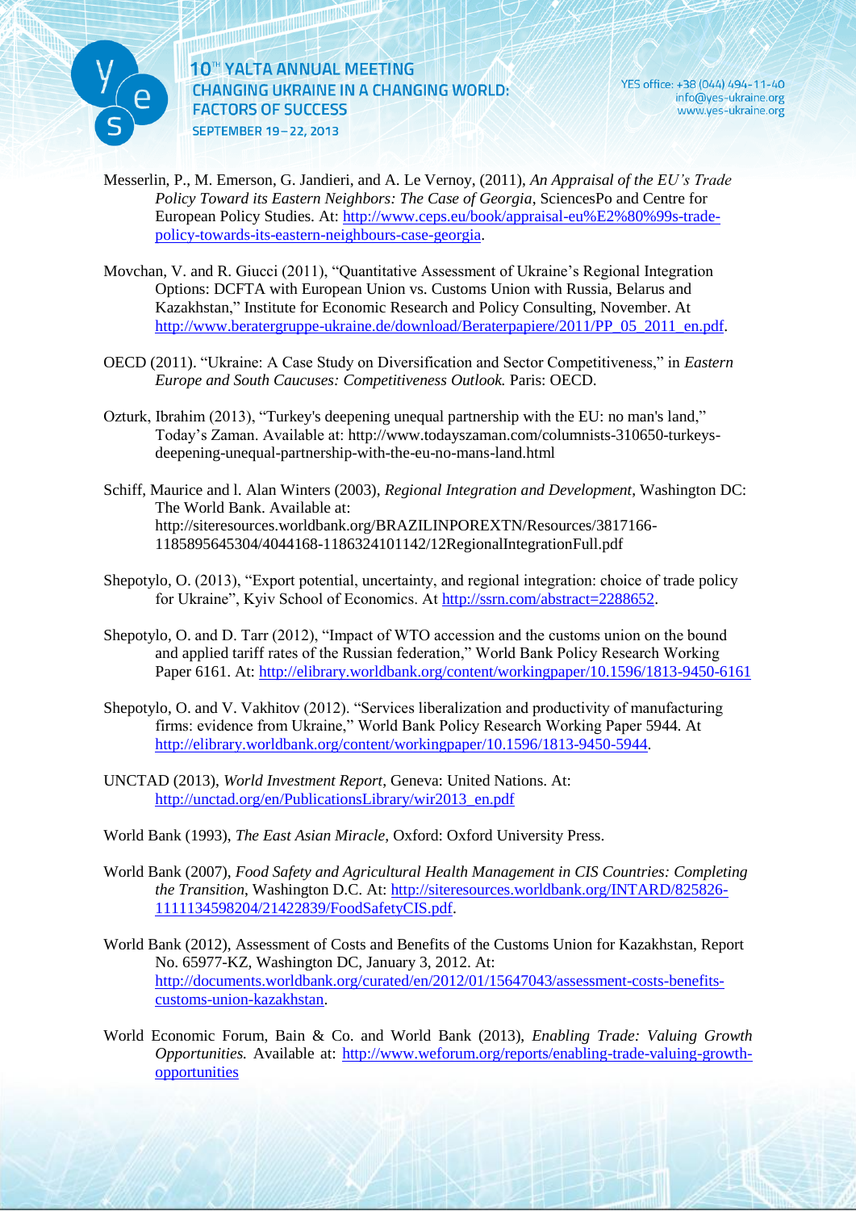Messerlin, P., M. Emerson, G. Jandieri, and A. Le Vernoy, (2011), *An Appraisal of the EU's Trade Policy Toward its Eastern Neighbors: The Case of Georgia*, SciencesPo and Centre for European Policy Studies. At: http://www.ceps.eu/book/appraisal-eu%E2%80%99s-trade-policy-towards-its-eastern-neighbours-case-georgia.

Movchan, V. and R. Giucci (2011), "Quantitative Assessment of Ukraine's Regional Integration Options: DCFTA with European Union vs. Customs Union with Russia, Belarus and Kazakhstan," Institute for Economic Research and Policy Consulting, November. At http://www.beratergruppe-ukraine.de/download/Beraterpapiere/2011/PP_05_2011_en.pdf.

OECD (2011). "Ukraine: A Case Study on Diversification and Sector Competitiveness," in *Eastern Europe and South Caucuses: Competitiveness Outlook.* Paris: OECD.

Ozturk, Ibrahim (2013), "Turkey's deepening unequal partnership with the EU: no man's land," Today's Zaman. Available at: http://www.todayszaman.com/columnists-310650-turkeys-deepening-unequal-partnership-with-the-eu-no-mans-land.html

Schiff, Maurice and l. Alan Winters (2003), *Regional Integration and Development*, Washington DC: The World Bank. Available at: http://siteresources.worldbank.org/BRAZILINPOREXTN/Resources/3817166-1185895645304/4044168-1186324101142/12RegionalIntegrationFull.pdf

Shepotylo, O. (2013), "Export potential, uncertainty, and regional integration: choice of trade policy for Ukraine", Kyiv School of Economics. At http://ssrn.com/abstract=2288652.

Shepotylo, O. and D. Tarr (2012), "Impact of WTO accession and the customs union on the bound and applied tariff rates of the Russian federation," World Bank Policy Research Working Paper 6161. At: http://elibrary.worldbank.org/content/workingpaper/10.1596/1813-9450-6161

Shepotylo, O. and V. Vakhitov (2012). "Services liberalization and productivity of manufacturing firms: evidence from Ukraine," World Bank Policy Research Working Paper 5944. At http://elibrary.worldbank.org/content/workingpaper/10.1596/1813-9450-5944.

UNCTAD (2013), *World Investment Report*, Geneva: United Nations. At: http://unctad.org/en/PublicationsLibrary/wir2013_en.pdf

World Bank (1993), *The East Asian Miracle*, Oxford: Oxford University Press.

World Bank (2007), *Food Safety and Agricultural Health Management in CIS Countries: Completing the Transition*, Washington D.C. At: http://siteresources.worldbank.org/INTARD/825826-1111134598204/21422839/FoodSafetyCIS.pdf.

World Bank (2012), Assessment of Costs and Benefits of the Customs Union for Kazakhstan, Report No. 65977-KZ, Washington DC, January 3, 2012. At: http://documents.worldbank.org/curated/en/2012/01/15647043/assessment-costs-benefits-customs-union-kazakhstan.

World Economic Forum, Bain & Co. and World Bank (2013), *Enabling Trade: Valuing Growth Opportunities.* Available at: http://www.weforum.org/reports/enabling-trade-valuing-growth-opportunities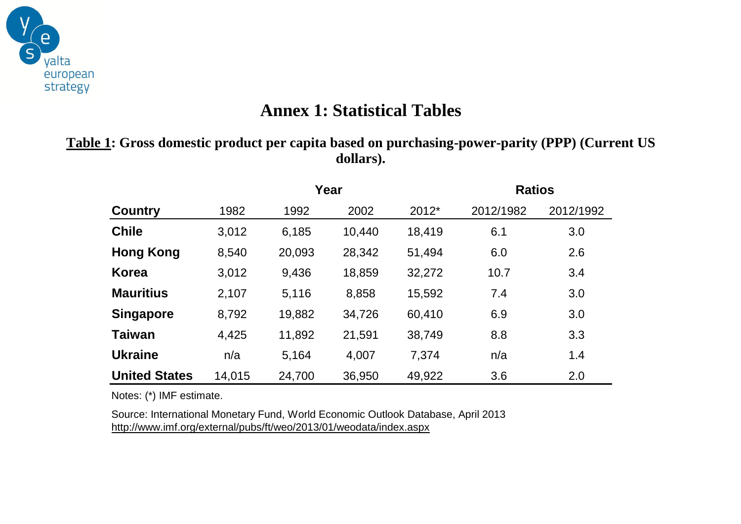# Annex 1: Statistical Tables

**Table 1: Gross domestic product per capita based on purchasing-power-parity (PPP) (Current US dollars).**

| | Year | | | | Ratios | |
|---|---|---|---|---|---|---|
| **Country** | 1982 | 1992 | 2002 | 2012* | 2012/1982 | 2012/1992 |
| **Chile** | 3,012 | 6,185 | 10,440 | 18,419 | 6.1 | 3.0 |
| **Hong Kong** | 8,540 | 20,093 | 28,342 | 51,494 | 6.0 | 2.6 |
| **Korea** | 3,012 | 9,436 | 18,859 | 32,272 | 10.7 | 3.4 |
| **Mauritius** | 2,107 | 5,116 | 8,858 | 15,592 | 7.4 | 3.0 |
| **Singapore** | 8,792 | 19,882 | 34,726 | 60,410 | 6.9 | 3.0 |
| **Taiwan** | 4,425 | 11,892 | 21,591 | 38,749 | 8.8 | 3.3 |
| **Ukraine** | n/a | 5,164 | 4,007 | 7,374 | n/a | 1.4 |
| **United States** | 14,015 | 24,700 | 36,950 | 49,922 | 3.6 | 2.0 |

Notes: (*) IMF estimate.

Source: International Monetary Fund, World Economic Outlook Database, April 2013
http://www.imf.org/external/pubs/ft/weo/2013/01/weodata/index.aspx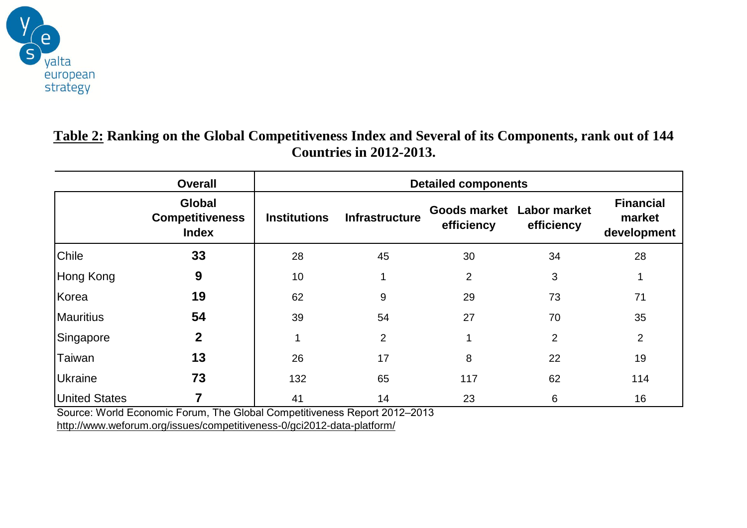**Table 2:** Ranking on the Global Competitiveness Index and Several of its Components, rank out of 144 Countries in 2012-2013.

| | Overall | Detailed components | | | | |
|---|---|---|---|---|---|---|
| | Global Competitiveness Index | Institutions | Infrastructure | Goods market efficiency | Labor market efficiency | Financial market development |
| Chile | **33** | 28 | 45 | 30 | 34 | 28 |
| Hong Kong | **9** | 10 | 1 | 2 | 3 | 1 |
| Korea | **19** | 62 | 9 | 29 | 73 | 71 |
| Mauritius | **54** | 39 | 54 | 27 | 70 | 35 |
| Singapore | **2** | 1 | 2 | 1 | 2 | 2 |
| Taiwan | **13** | 26 | 17 | 8 | 22 | 19 |
| Ukraine | **73** | 132 | 65 | 117 | 62 | 114 |
| United States | **7** | 41 | 14 | 23 | 6 | 16 |

Source: World Economic Forum, The Global Competitiveness Report 2012–2013
http://www.weforum.org/issues/competitiveness-0/gci2012-data-platform/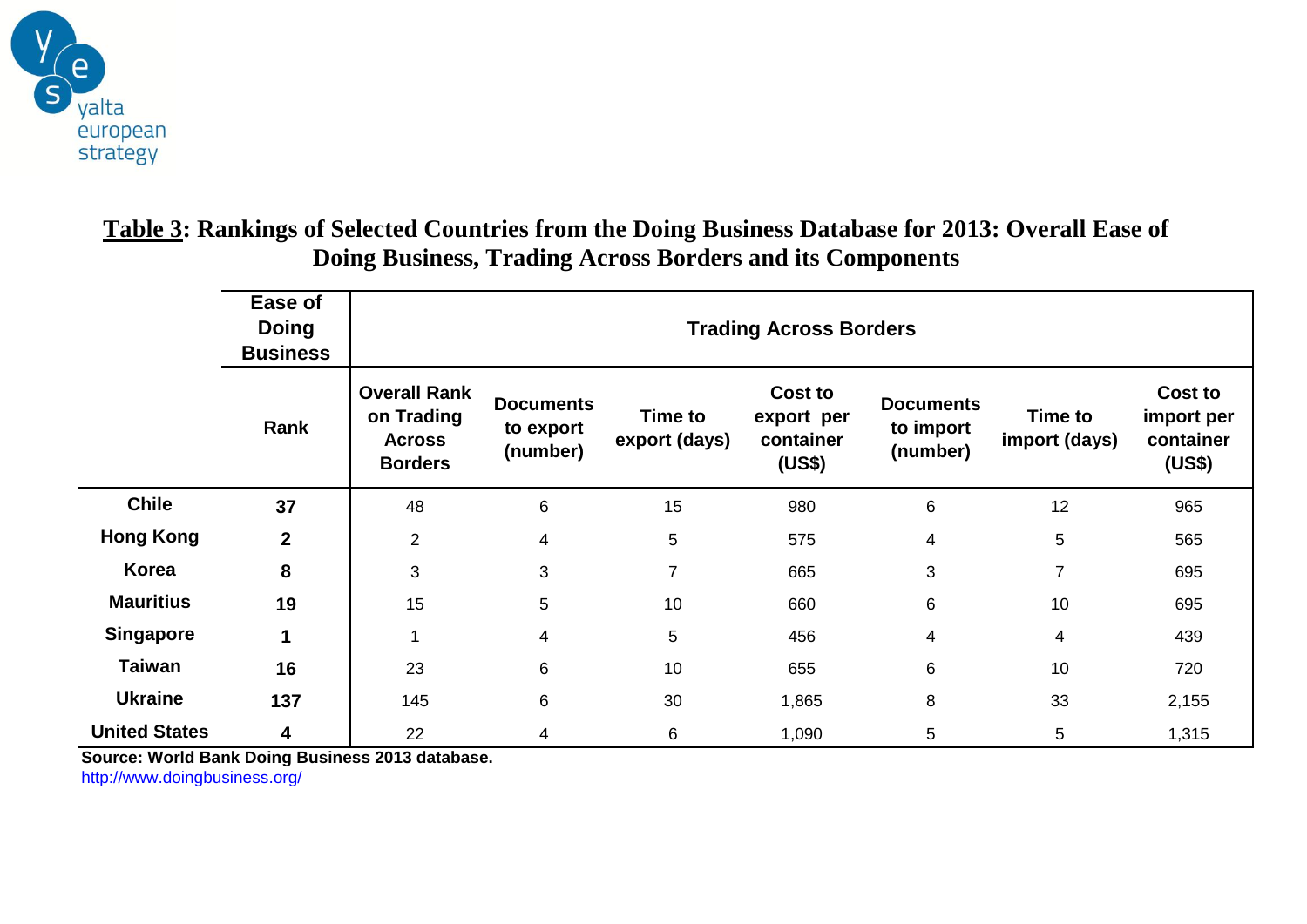**Table 3: Rankings of Selected Countries from the Doing Business Database for 2013: Overall Ease of Doing Business, Trading Across Borders and its Components**

| | Ease of Doing Business | Trading Across Borders | | | | | | |
|---|---|---|---|---|---|---|---|---|
| | Rank | Overall Rank on Trading Across Borders | Documents to export (number) | Time to export (days) | Cost to export per container (US$) | Documents to import (number) | Time to import (days) | Cost to import per container (US$) |
| **Chile** | **37** | 48 | 6 | 15 | 980 | 6 | 12 | 965 |
| **Hong Kong** | **2** | 2 | 4 | 5 | 575 | 4 | 5 | 565 |
| **Korea** | **8** | 3 | 3 | 7 | 665 | 3 | 7 | 695 |
| **Mauritius** | **19** | 15 | 5 | 10 | 660 | 6 | 10 | 695 |
| **Singapore** | **1** | 1 | 4 | 5 | 456 | 4 | 4 | 439 |
| **Taiwan** | **16** | 23 | 6 | 10 | 655 | 6 | 10 | 720 |
| **Ukraine** | **137** | 145 | 6 | 30 | 1,865 | 8 | 33 | 2,155 |
| **United States** | **4** | 22 | 4 | 6 | 1,090 | 5 | 5 | 1,315 |

**Source: World Bank Doing Business 2013 database.**
http://www.doingbusiness.org/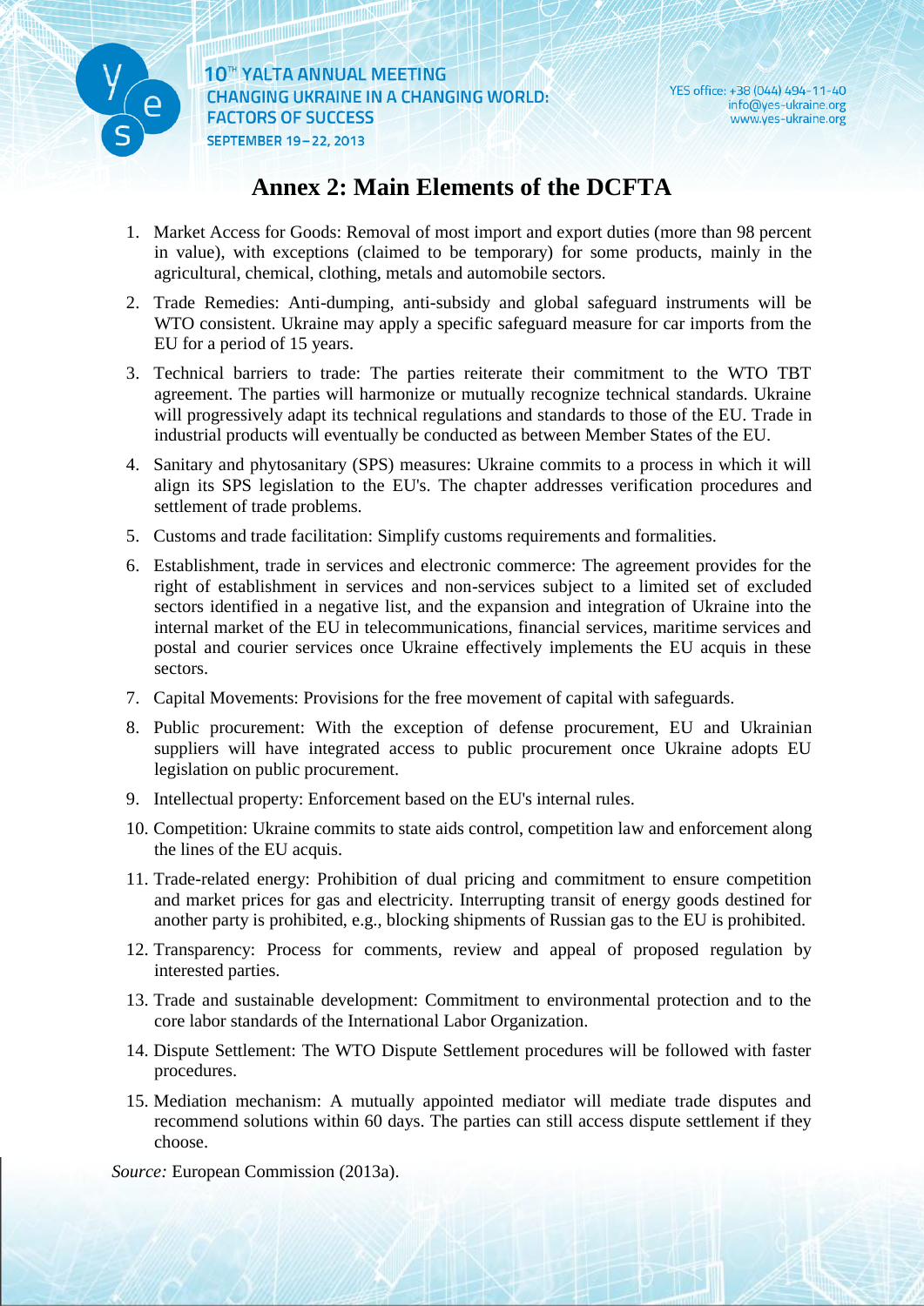# Annex 2: Main Elements of the DCFTA

1. Market Access for Goods: Removal of most import and export duties (more than 98 percent in value), with exceptions (claimed to be temporary) for some products, mainly in the agricultural, chemical, clothing, metals and automobile sectors.
2. Trade Remedies: Anti-dumping, anti-subsidy and global safeguard instruments will be WTO consistent. Ukraine may apply a specific safeguard measure for car imports from the EU for a period of 15 years.
3. Technical barriers to trade: The parties reiterate their commitment to the WTO TBT agreement. The parties will harmonize or mutually recognize technical standards. Ukraine will progressively adapt its technical regulations and standards to those of the EU. Trade in industrial products will eventually be conducted as between Member States of the EU.
4. Sanitary and phytosanitary (SPS) measures: Ukraine commits to a process in which it will align its SPS legislation to the EU's. The chapter addresses verification procedures and settlement of trade problems.
5. Customs and trade facilitation: Simplify customs requirements and formalities.
6. Establishment, trade in services and electronic commerce: The agreement provides for the right of establishment in services and non-services subject to a limited set of excluded sectors identified in a negative list, and the expansion and integration of Ukraine into the internal market of the EU in telecommunications, financial services, maritime services and postal and courier services once Ukraine effectively implements the EU acquis in these sectors.
7. Capital Movements: Provisions for the free movement of capital with safeguards.
8. Public procurement: With the exception of defense procurement, EU and Ukrainian suppliers will have integrated access to public procurement once Ukraine adopts EU legislation on public procurement.
9. Intellectual property: Enforcement based on the EU's internal rules.
10. Competition: Ukraine commits to state aids control, competition law and enforcement along the lines of the EU acquis.
11. Trade-related energy: Prohibition of dual pricing and commitment to ensure competition and market prices for gas and electricity. Interrupting transit of energy goods destined for another party is prohibited, e.g., blocking shipments of Russian gas to the EU is prohibited.
12. Transparency: Process for comments, review and appeal of proposed regulation by interested parties.
13. Trade and sustainable development: Commitment to environmental protection and to the core labor standards of the International Labor Organization.
14. Dispute Settlement: The WTO Dispute Settlement procedures will be followed with faster procedures.
15. Mediation mechanism: A mutually appointed mediator will mediate trade disputes and recommend solutions within 60 days. The parties can still access dispute settlement if they choose.

*Source:* European Commission (2013a).